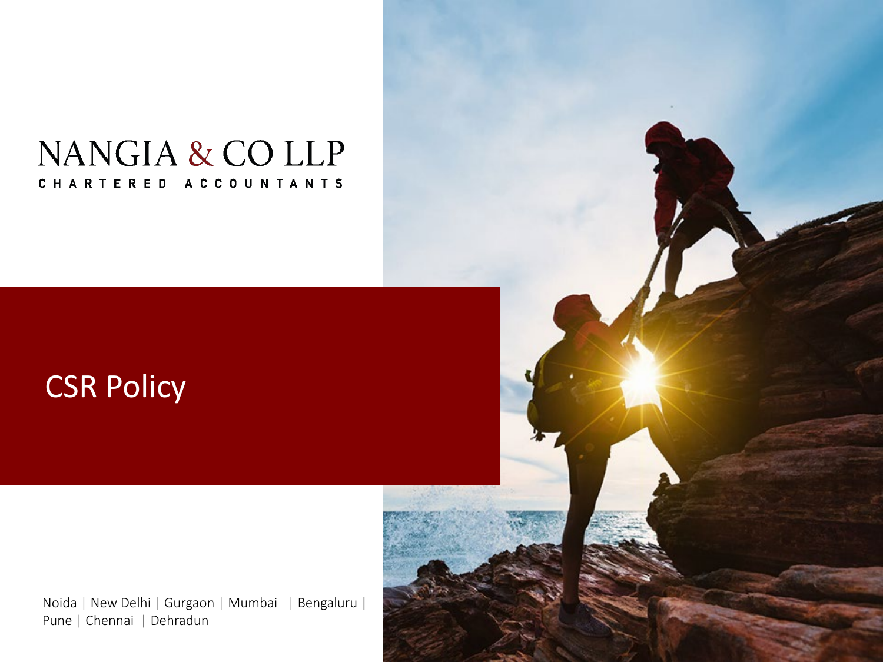NANGIA & CO LLP

CHARTERED ACCOUNTANTS

# CSR Policy

Noida | New Delhi | Gurgaon | Mumbai | Bengaluru | Pune | Chennai | Dehradun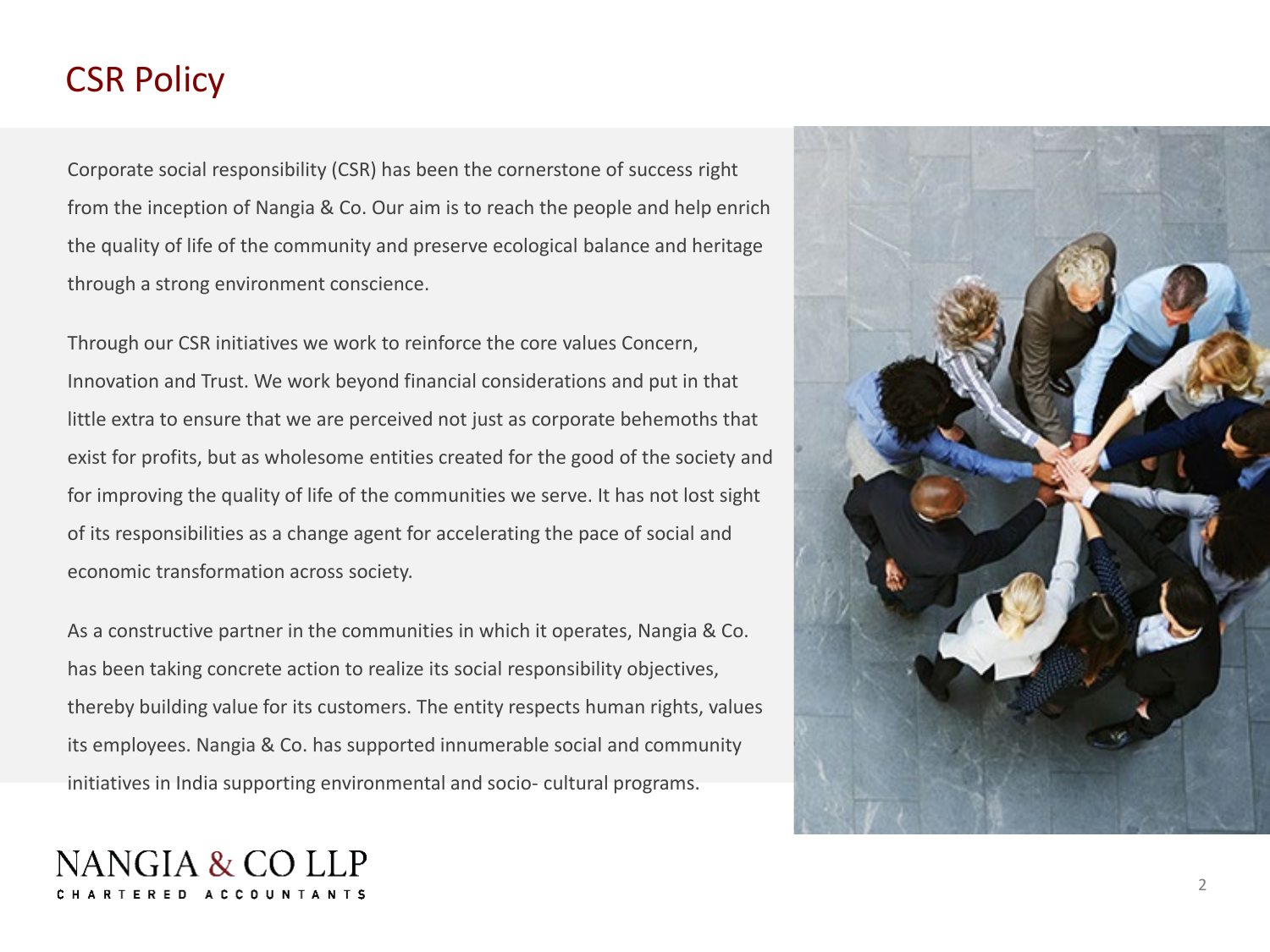# CSR Policy

Corporate social responsibility (CSR) has been the cornerstone of success right from the inception of Nangia & Co. Our aim is to reach the people and help enrich the quality of life of the community and preserve ecological balance and heritage through a strong environment conscience.

Through our CSR initiatives we work to reinforce the core values Concern, Innovation and Trust. We work beyond financial considerations and put in that little extra to ensure that we are perceived not just as corporate behemoths that exist for profits, but as wholesome entities created for the good of the society and for improving the quality of life of the communities we serve. It has not lost sight of its responsibilities as a change agent for accelerating the pace of social and economic transformation across society.

As a constructive partner in the communities in which it operates, Nangia & Co. has been taking concrete action to realize its social responsibility objectives, thereby building value for its customers. The entity respects human rights, values its employees. Nangia & Co. has supported innumerable social and community initiatives in India supporting environmental and socio- cultural programs.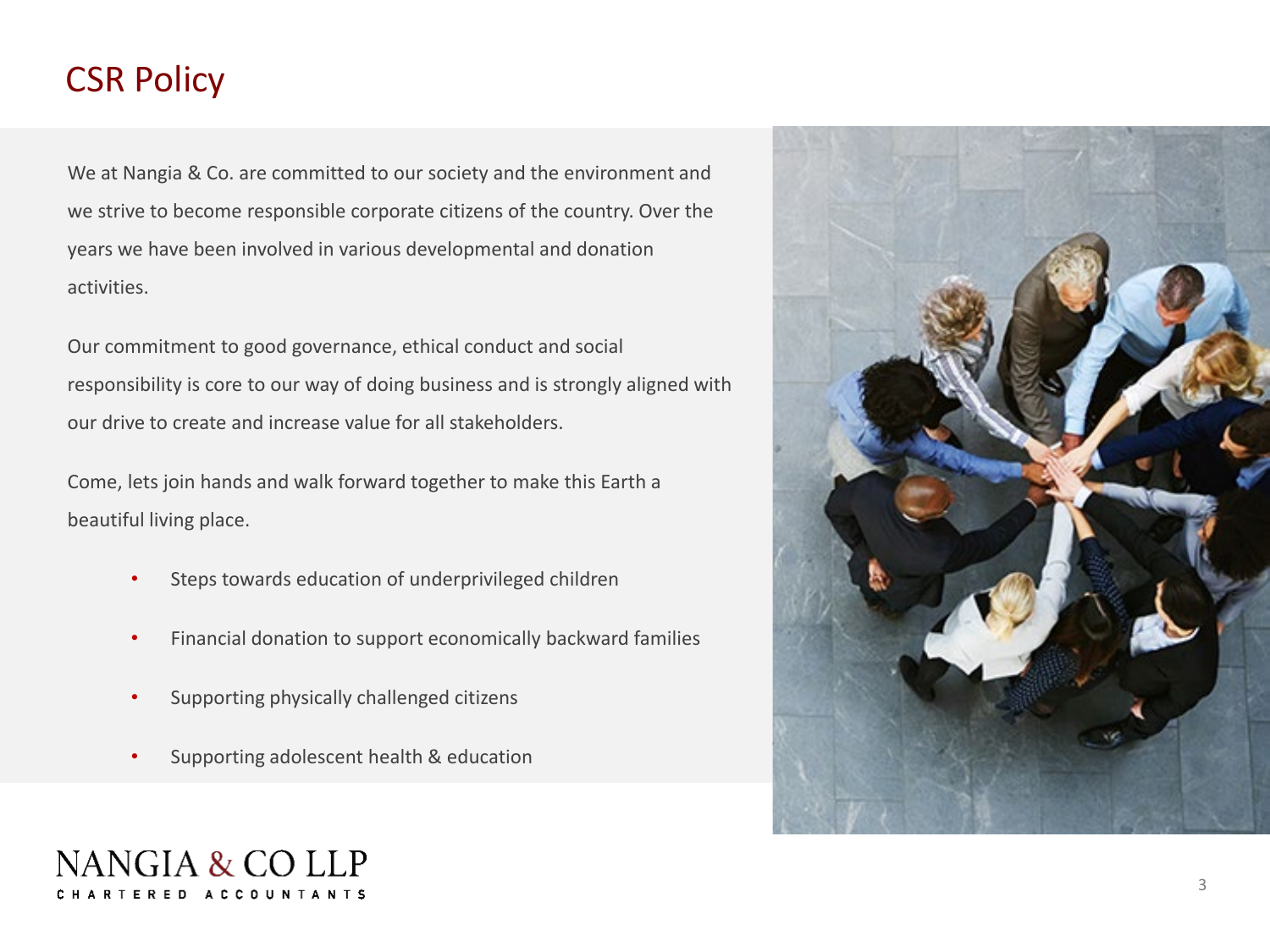# CSR Policy

We at Nangia & Co. are committed to our society and the environment and we strive to become responsible corporate citizens of the country. Over the years we have been involved in various developmental and donation activities.

Our commitment to good governance, ethical conduct and social responsibility is core to our way of doing business and is strongly aligned with our drive to create and increase value for all stakeholders.

Come, lets join hands and walk forward together to make this Earth a beautiful living place.

- Steps towards education of underprivileged children
- Financial donation to support economically backward families
- Supporting physically challenged citizens
- Supporting adolescent health & education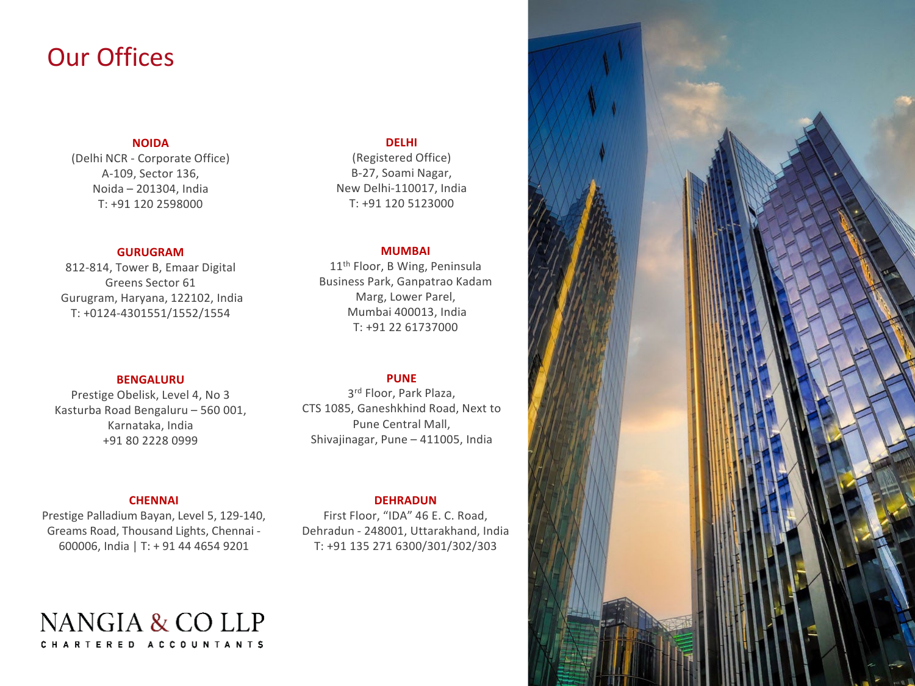# Our Offices

### NOIDA

(Delhi NCR - Corporate Office)
A-109, Sector 136,
Noida – 201304, India
T: +91 120 2598000

### DELHI

(Registered Office)
B-27, Soami Nagar,
New Delhi-110017, India
T: +91 120 5123000

### GURUGRAM

812-814, Tower B, Emaar Digital Greens Sector 61
Gurugram, Haryana, 122102, India
T: +0124-4301551/1552/1554

### MUMBAI

11th Floor, B Wing, Peninsula Business Park, Ganpatrao Kadam Marg, Lower Parel,
Mumbai 400013, India
T: +91 22 61737000

### BENGALURU

Prestige Obelisk, Level 4, No 3
Kasturba Road Bengaluru – 560 001,
Karnataka, India
+91 80 2228 0999

### PUNE

3rd Floor, Park Plaza,
CTS 1085, Ganeshkhind Road, Next to Pune Central Mall,
Shivajinagar, Pune – 411005, India

### CHENNAI

Prestige Palladium Bayan, Level 5, 129-140,
Greams Road, Thousand Lights, Chennai - 600006, India | T: + 91 44 4654 9201

### DEHRADUN

First Floor, "IDA" 46 E. C. Road,
Dehradun - 248001, Uttarakhand, India
T: +91 135 271 6300/301/302/303

NANGIA & CO LLP
CHARTERED ACCOUNTANTS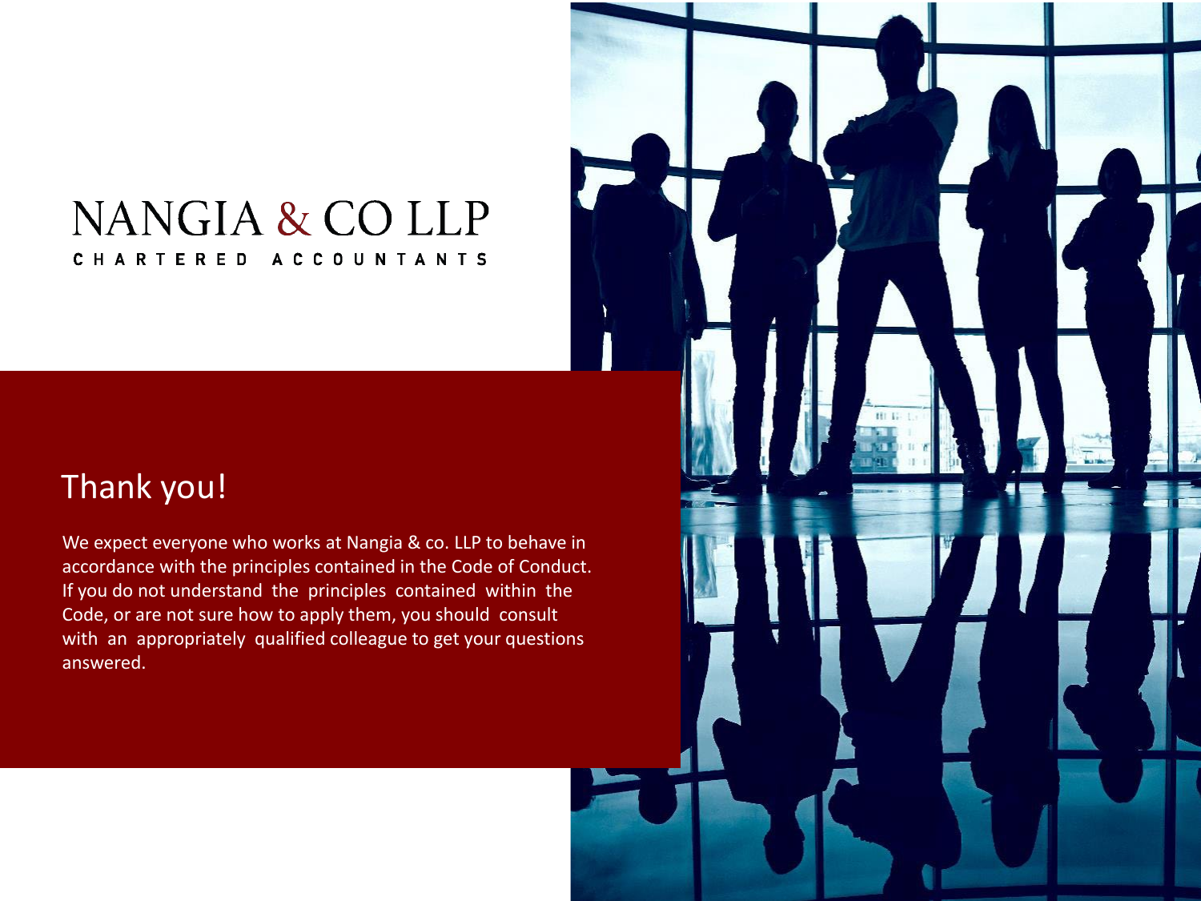NANGIA & CO LLP

CHARTERED ACCOUNTANTS

## Thank you!

We expect everyone who works at Nangia & co. LLP to behave in accordance with the principles contained in the Code of Conduct. If you do not understand the principles contained within the Code, or are not sure how to apply them, you should consult with an appropriately qualified colleague to get your questions answered.